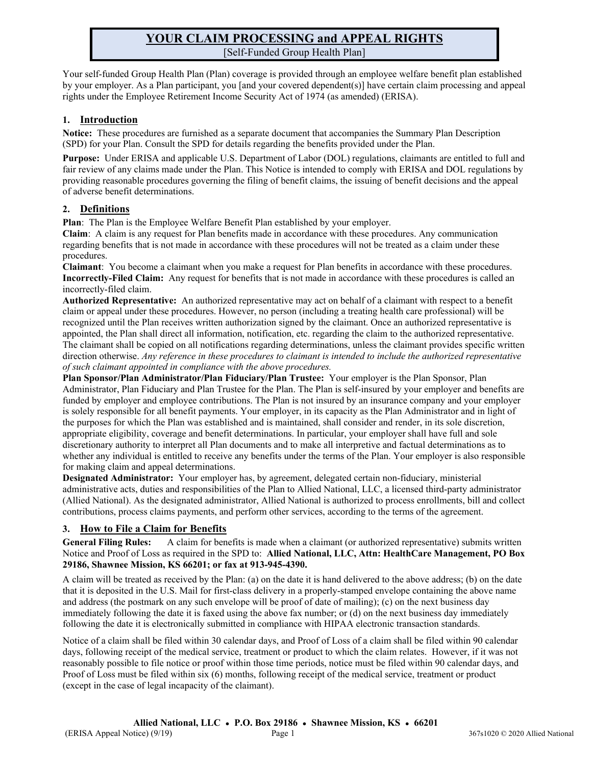# YOUR CLAIM PROCESSING and APPEAL RIGHTS

[Self-Funded Group Health Plan]

Your self-funded Group Health Plan (Plan) coverage is provided through an employee welfare benefit plan established by your employer. As a Plan participant, you [and your covered dependent(s)] have certain claim processing and appeal rights under the Employee Retirement Income Security Act of 1974 (as amended) (ERISA).

## 1. Introduction

**Notice:** These procedures are furnished as a separate document that accompanies the Summary Plan Description (SPD) for your Plan. Consult the SPD for details regarding the benefits provided under the Plan.

**Purpose:** Under ERISA and applicable U.S. Department of Labor (DOL) regulations, claimants are entitled to full and fair review of any claims made under the Plan. This Notice is intended to comply with ERISA and DOL regulations by providing reasonable procedures governing the filing of benefit claims, the issuing of benefit decisions and the appeal of adverse benefit determinations.

## 2. Definitions

**Plan**: The Plan is the Employee Welfare Benefit Plan established by your employer.

**Claim**: A claim is any request for Plan benefits made in accordance with these procedures. Any communication regarding benefits that is not made in accordance with these procedures will not be treated as a claim under these procedures.

**Claimant**: You become a claimant when you make a request for Plan benefits in accordance with these procedures.

**Incorrectly-Filed Claim:** Any request for benefits that is not made in accordance with these procedures is called an incorrectly-filed claim.

**Authorized Representative:** An authorized representative may act on behalf of a claimant with respect to a benefit claim or appeal under these procedures. However, no person (including a treating health care professional) will be recognized until the Plan receives written authorization signed by the claimant. Once an authorized representative is appointed, the Plan shall direct all information, notification, etc. regarding the claim to the authorized representative. The claimant shall be copied on all notifications regarding determinations, unless the claimant provides specific written direction otherwise. *Any reference in these procedures to claimant is intended to include the authorized representative of such claimant appointed in compliance with the above procedures.*

**Plan Sponsor/Plan Administrator/Plan Fiduciary/Plan Trustee:** Your employer is the Plan Sponsor, Plan Administrator, Plan Fiduciary and Plan Trustee for the Plan. The Plan is self-insured by your employer and benefits are funded by employer and employee contributions. The Plan is not insured by an insurance company and your employer is solely responsible for all benefit payments. Your employer, in its capacity as the Plan Administrator and in light of the purposes for which the Plan was established and is maintained, shall consider and render, in its sole discretion, appropriate eligibility, coverage and benefit determinations. In particular, your employer shall have full and sole discretionary authority to interpret all Plan documents and to make all interpretive and factual determinations as to whether any individual is entitled to receive any benefits under the terms of the Plan. Your employer is also responsible for making claim and appeal determinations.

**Designated Administrator:** Your employer has, by agreement, delegated certain non-fiduciary, ministerial administrative acts, duties and responsibilities of the Plan to Allied National, LLC, a licensed third-party administrator (Allied National). As the designated administrator, Allied National is authorized to process enrollments, bill and collect contributions, process claims payments, and perform other services, according to the terms of the agreement.

## 3. How to File a Claim for Benefits

**General Filing Rules:** A claim for benefits is made when a claimant (or authorized representative) submits written Notice and Proof of Loss as required in the SPD to: **Allied National, LLC, Attn: HealthCare Management, PO Box 29186, Shawnee Mission, KS 66201; or fax at 913-945-4390.**

A claim will be treated as received by the Plan: (a) on the date it is hand delivered to the above address; (b) on the date that it is deposited in the U.S. Mail for first-class delivery in a properly-stamped envelope containing the above name and address (the postmark on any such envelope will be proof of date of mailing); (c) on the next business day immediately following the date it is faxed using the above fax number; or (d) on the next business day immediately following the date it is electronically submitted in compliance with HIPAA electronic transaction standards.

Notice of a claim shall be filed within 30 calendar days, and Proof of Loss of a claim shall be filed within 90 calendar days, following receipt of the medical service, treatment or product to which the claim relates. However, if it was not reasonably possible to file notice or proof within those time periods, notice must be filed within 90 calendar days, and Proof of Loss must be filed within six (6) months, following receipt of the medical service, treatment or product (except in the case of legal incapacity of the claimant).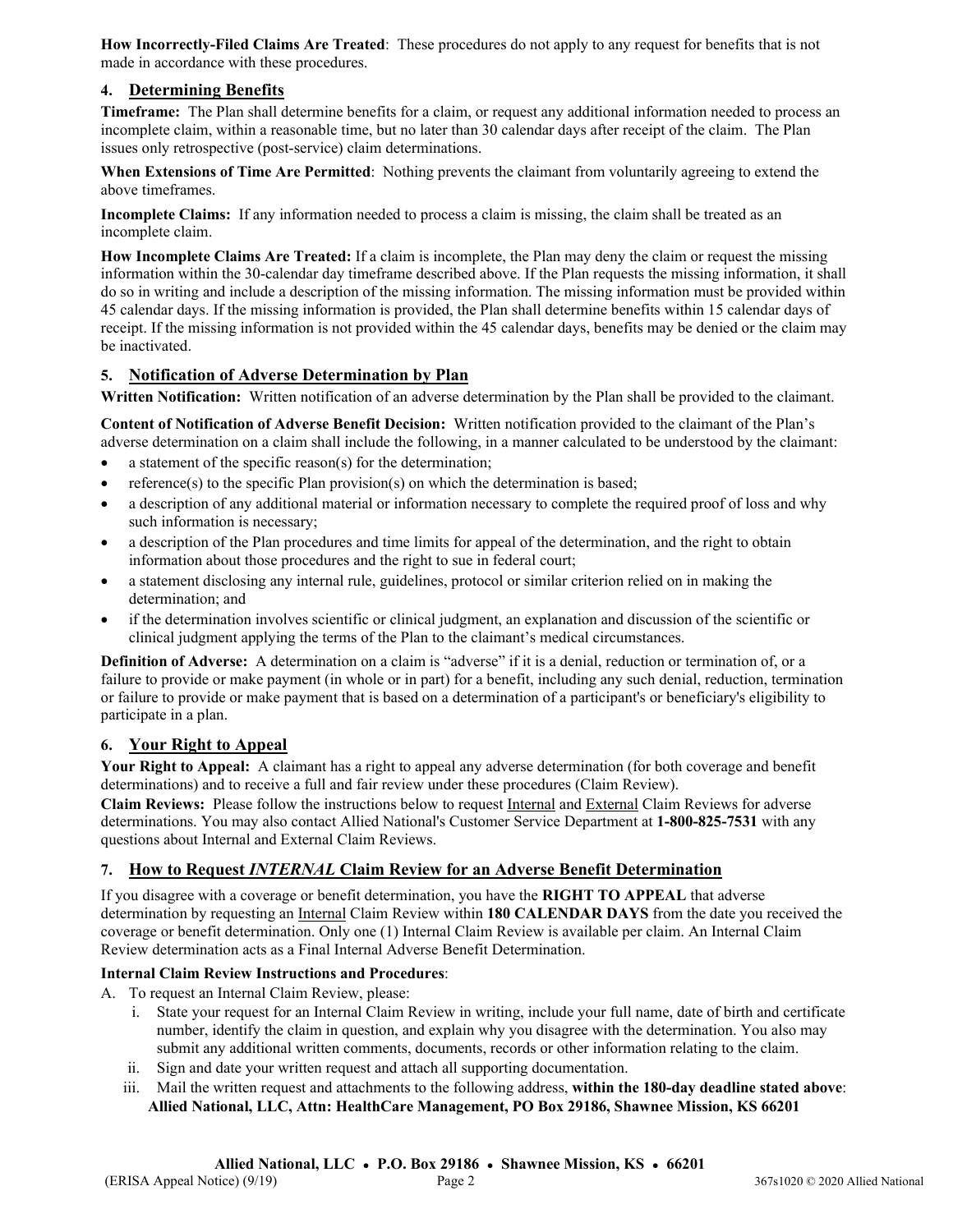**How Incorrectly-Filed Claims Are Treated**: These procedures do not apply to any request for benefits that is not made in accordance with these procedures.

## 4. Determining Benefits

**Timeframe:** The Plan shall determine benefits for a claim, or request any additional information needed to process an incomplete claim, within a reasonable time, but no later than 30 calendar days after receipt of the claim. The Plan issues only retrospective (post-service) claim determinations.

**When Extensions of Time Are Permitted**: Nothing prevents the claimant from voluntarily agreeing to extend the above timeframes.

**Incomplete Claims:** If any information needed to process a claim is missing, the claim shall be treated as an incomplete claim.

**How Incomplete Claims Are Treated:** If a claim is incomplete, the Plan may deny the claim or request the missing information within the 30-calendar day timeframe described above. If the Plan requests the missing information, it shall do so in writing and include a description of the missing information. The missing information must be provided within 45 calendar days. If the missing information is provided, the Plan shall determine benefits within 15 calendar days of receipt. If the missing information is not provided within the 45 calendar days, benefits may be denied or the claim may be inactivated.

## 5. Notification of Adverse Determination by Plan

**Written Notification:** Written notification of an adverse determination by the Plan shall be provided to the claimant.

**Content of Notification of Adverse Benefit Decision:** Written notification provided to the claimant of the Plan's adverse determination on a claim shall include the following, in a manner calculated to be understood by the claimant:

- a statement of the specific reason(s) for the determination;
- reference(s) to the specific Plan provision(s) on which the determination is based;
- a description of any additional material or information necessary to complete the required proof of loss and why such information is necessary;
- a description of the Plan procedures and time limits for appeal of the determination, and the right to obtain information about those procedures and the right to sue in federal court;
- a statement disclosing any internal rule, guidelines, protocol or similar criterion relied on in making the determination; and
- if the determination involves scientific or clinical judgment, an explanation and discussion of the scientific or clinical judgment applying the terms of the Plan to the claimant's medical circumstances.

**Definition of Adverse:** A determination on a claim is "adverse" if it is a denial, reduction or termination of, or a failure to provide or make payment (in whole or in part) for a benefit, including any such denial, reduction, termination or failure to provide or make payment that is based on a determination of a participant's or beneficiary's eligibility to participate in a plan.

## 6. Your Right to Appeal

**Your Right to Appeal:** A claimant has a right to appeal any adverse determination (for both coverage and benefit determinations) and to receive a full and fair review under these procedures (Claim Review).

**Claim Reviews:** Please follow the instructions below to request Internal and External Claim Reviews for adverse determinations. You may also contact Allied National's Customer Service Department at **1-800-825-7531** with any questions about Internal and External Claim Reviews.

## 7. How to Request *INTERNAL* Claim Review for an Adverse Benefit Determination

If you disagree with a coverage or benefit determination, you have the **RIGHT TO APPEAL** that adverse determination by requesting an Internal Claim Review within **180 CALENDAR DAYS** from the date you received the coverage or benefit determination. Only one (1) Internal Claim Review is available per claim. An Internal Claim Review determination acts as a Final Internal Adverse Benefit Determination.

**Internal Claim Review Instructions and Procedures**:

A. To request an Internal Claim Review, please:

   i. State your request for an Internal Claim Review in writing, include your full name, date of birth and certificate number, identify the claim in question, and explain why you disagree with the determination. You also may submit any additional written comments, documents, records or other information relating to the claim.

   ii. Sign and date your written request and attach all supporting documentation.

   iii. Mail the written request and attachments to the following address, **within the 180-day deadline stated above**: **Allied National, LLC, Attn: HealthCare Management, PO Box 29186, Shawnee Mission, KS 66201**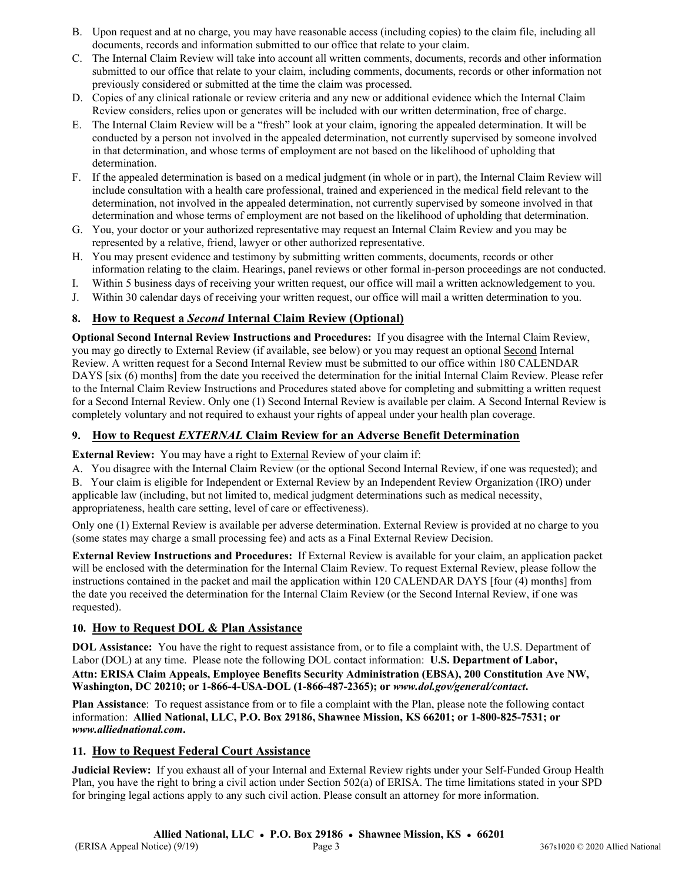B. Upon request and at no charge, you may have reasonable access (including copies) to the claim file, including all documents, records and information submitted to our office that relate to your claim.

C. The Internal Claim Review will take into account all written comments, documents, records and other information submitted to our office that relate to your claim, including comments, documents, records or other information not previously considered or submitted at the time the claim was processed.

D. Copies of any clinical rationale or review criteria and any new or additional evidence which the Internal Claim Review considers, relies upon or generates will be included with our written determination, free of charge.

E. The Internal Claim Review will be a "fresh" look at your claim, ignoring the appealed determination. It will be conducted by a person not involved in the appealed determination, not currently supervised by someone involved in that determination, and whose terms of employment are not based on the likelihood of upholding that determination.

F. If the appealed determination is based on a medical judgment (in whole or in part), the Internal Claim Review will include consultation with a health care professional, trained and experienced in the medical field relevant to the determination, not involved in the appealed determination, not currently supervised by someone involved in that determination and whose terms of employment are not based on the likelihood of upholding that determination.

G. You, your doctor or your authorized representative may request an Internal Claim Review and you may be represented by a relative, friend, lawyer or other authorized representative.

H. You may present evidence and testimony by submitting written comments, documents, records or other information relating to the claim. Hearings, panel reviews or other formal in-person proceedings are not conducted.

I. Within 5 business days of receiving your written request, our office will mail a written acknowledgement to you.

J. Within 30 calendar days of receiving your written request, our office will mail a written determination to you.

## 8. How to Request a *Second* Internal Claim Review (Optional)

**Optional Second Internal Review Instructions and Procedures:** If you disagree with the Internal Claim Review, you may go directly to External Review (if available, see below) or you may request an optional Second Internal Review. A written request for a Second Internal Review must be submitted to our office within 180 CALENDAR DAYS [six (6) months] from the date you received the determination for the initial Internal Claim Review. Please refer to the Internal Claim Review Instructions and Procedures stated above for completing and submitting a written request for a Second Internal Review. Only one (1) Second Internal Review is available per claim. A Second Internal Review is completely voluntary and not required to exhaust your rights of appeal under your health plan coverage.

## 9. How to Request *EXTERNAL* Claim Review for an Adverse Benefit Determination

**External Review:** You may have a right to External Review of your claim if:

A. You disagree with the Internal Claim Review (or the optional Second Internal Review, if one was requested); and

B. Your claim is eligible for Independent or External Review by an Independent Review Organization (IRO) under applicable law (including, but not limited to, medical judgment determinations such as medical necessity, appropriateness, health care setting, level of care or effectiveness).

Only one (1) External Review is available per adverse determination. External Review is provided at no charge to you (some states may charge a small processing fee) and acts as a Final External Review Decision.

**External Review Instructions and Procedures:** If External Review is available for your claim, an application packet will be enclosed with the determination for the Internal Claim Review. To request External Review, please follow the instructions contained in the packet and mail the application within 120 CALENDAR DAYS [four (4) months] from the date you received the determination for the Internal Claim Review (or the Second Internal Review, if one was requested).

## 10. How to Request DOL & Plan Assistance

**DOL Assistance:** You have the right to request assistance from, or to file a complaint with, the U.S. Department of Labor (DOL) at any time. Please note the following DOL contact information: **U.S. Department of Labor, Attn: ERISA Claim Appeals, Employee Benefits Security Administration (EBSA), 200 Constitution Ave NW, Washington, DC 20210; or 1-866-4-USA-DOL (1-866-487-2365); or *www.dol.gov/general/contact*.**

**Plan Assistance**: To request assistance from or to file a complaint with the Plan, please note the following contact information: **Allied National, LLC, P.O. Box 29186, Shawnee Mission, KS 66201; or 1-800-825-7531; or *www.alliednational.com*.**

## 11. How to Request Federal Court Assistance

**Judicial Review:** If you exhaust all of your Internal and External Review rights under your Self-Funded Group Health Plan, you have the right to bring a civil action under Section 502(a) of ERISA. The time limitations stated in your SPD for bringing legal actions apply to any such civil action. Please consult an attorney for more information.